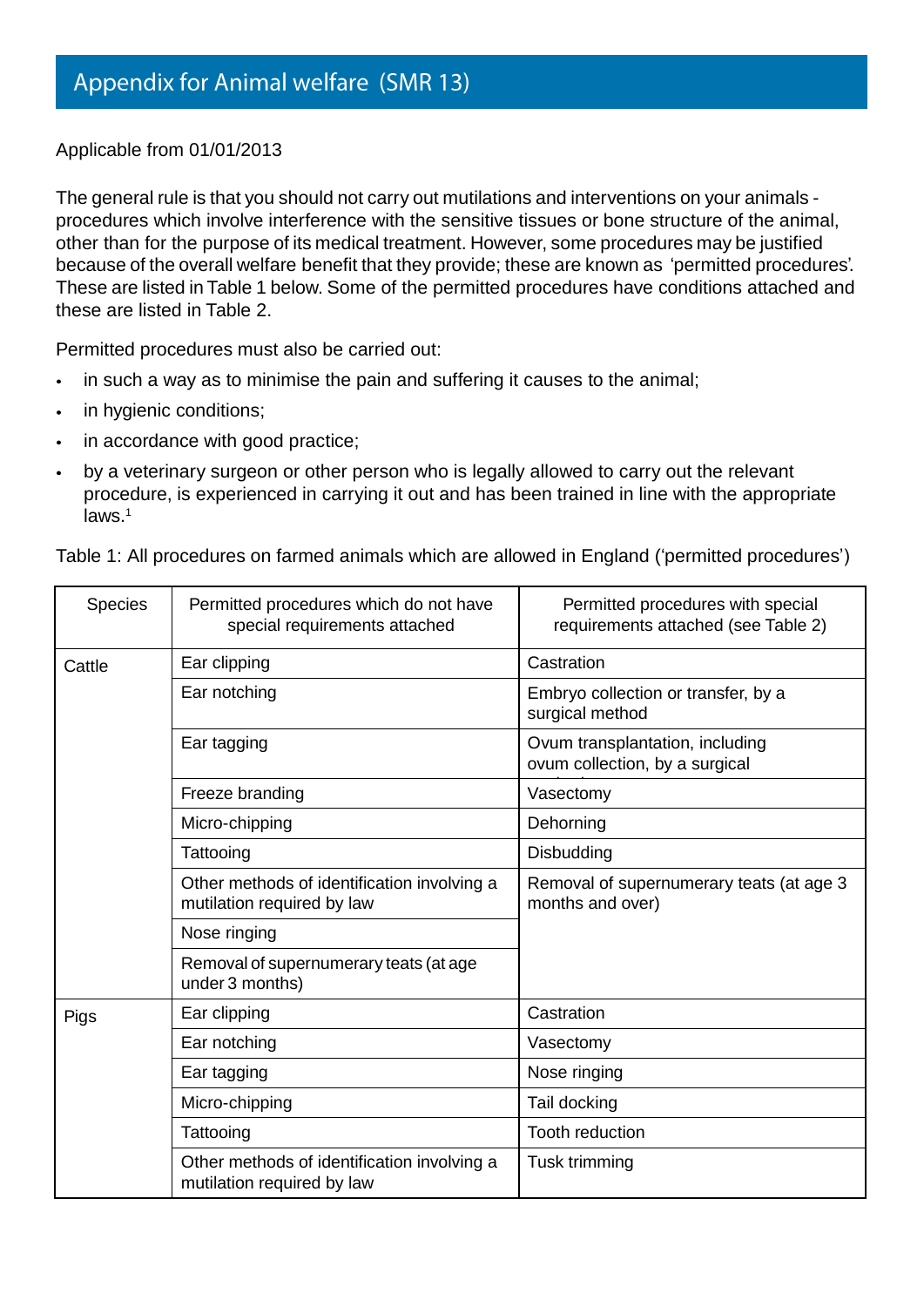# Appendix for Animal welfare (SMR 13)

Applicable from 01/01/2013

The general rule is that you should not carry out mutilations and interventions on your animals - procedures which involve interference with the sensitive tissues or bone structure of the animal, other than for the purpose of its medical treatment. However, some procedures may be justified because of the overall welfare benefit that they provide; these are known as 'permitted procedures'. These are listed in Table 1 below. Some of the permitted procedures have conditions attached and these are listed in Table 2.

Permitted procedures must also be carried out:

- in such a way as to minimise the pain and suffering it causes to the animal;
- in hygienic conditions;
- in accordance with good practice;
- by a veterinary surgeon or other person who is legally allowed to carry out the relevant procedure, is experienced in carrying it out and has been trained in line with the appropriate laws.[1]

Table 1: All procedures on farmed animals which are allowed in England ('permitted procedures')

| Species | Permitted procedures which do not have special requirements attached | Permitted procedures with special requirements attached (see Table 2) |
|---|---|---|
| Cattle | Ear clipping | Castration |
| | Ear notching | Embryo collection or transfer, by a surgical method |
| | Ear tagging | Ovum transplantation, including ovum collection, by a surgical method |
| | Freeze branding | Vasectomy |
| | Micro-chipping | Dehorning |
| | Tattooing | Disbudding |
| | Other methods of identification involving a mutilation required by law | Removal of supernumerary teats (at age 3 months and over) |
| | Nose ringing | |
| | Removal of supernumerary teats (at age under 3 months) | |
| Pigs | Ear clipping | Castration |
| | Ear notching | Vasectomy |
| | Ear tagging | Nose ringing |
| | Micro-chipping | Tail docking |
| | Tattooing | Tooth reduction |
| | Other methods of identification involving a mutilation required by law | Tusk trimming |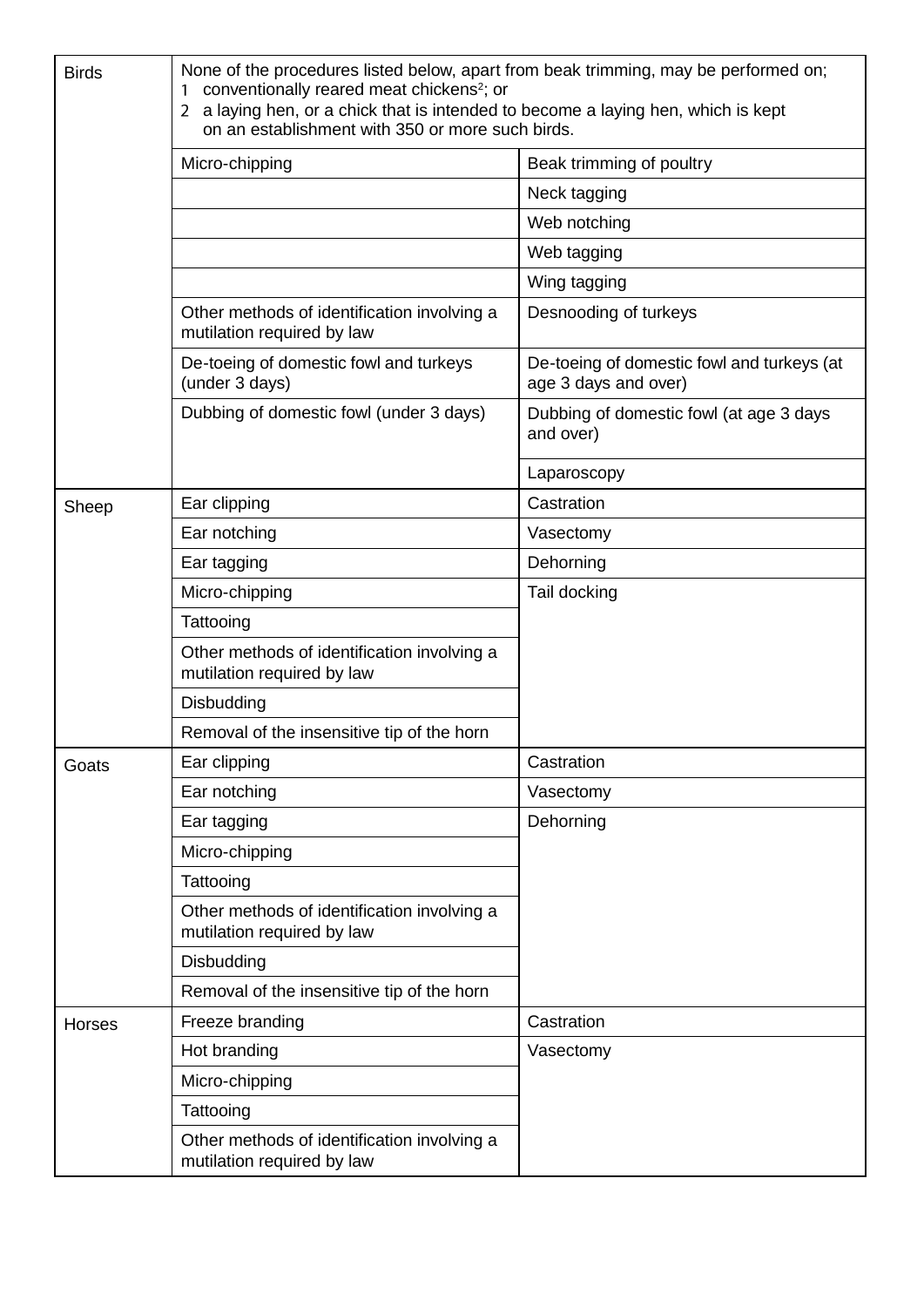| | | |
|---|---|---|
| Birds | None of the procedures listed below, apart from beak trimming, may be performed on;<br>1 conventionally reared meat chickens[2]; or<br>2 a laying hen, or a chick that is intended to become a laying hen, which is kept on an establishment with 350 or more such birds. | |
| | Micro-chipping | Beak trimming of poultry |
| | | Neck tagging |
| | | Web notching |
| | | Web tagging |
| | | Wing tagging |
| | Other methods of identification involving a mutilation required by law | Desnooding of turkeys |
| | De-toeing of domestic fowl and turkeys (under 3 days) | De-toeing of domestic fowl and turkeys (at age 3 days and over) |
| | Dubbing of domestic fowl (under 3 days) | Dubbing of domestic fowl (at age 3 days and over) |
| | | Laparoscopy |
| Sheep | Ear clipping | Castration |
| | Ear notching | Vasectomy |
| | Ear tagging | Dehorning |
| | Micro-chipping | Tail docking |
| | Tattooing | |
| | Other methods of identification involving a mutilation required by law | |
| | Disbudding | |
| | Removal of the insensitive tip of the horn | |
| Goats | Ear clipping | Castration |
| | Ear notching | Vasectomy |
| | Ear tagging | Dehorning |
| | Micro-chipping | |
| | Tattooing | |
| | Other methods of identification involving a mutilation required by law | |
| | Disbudding | |
| | Removal of the insensitive tip of the horn | |
| Horses | Freeze branding | Castration |
| | Hot branding | Vasectomy |
| | Micro-chipping | |
| | Tattooing | |
| | Other methods of identification involving a mutilation required by law | |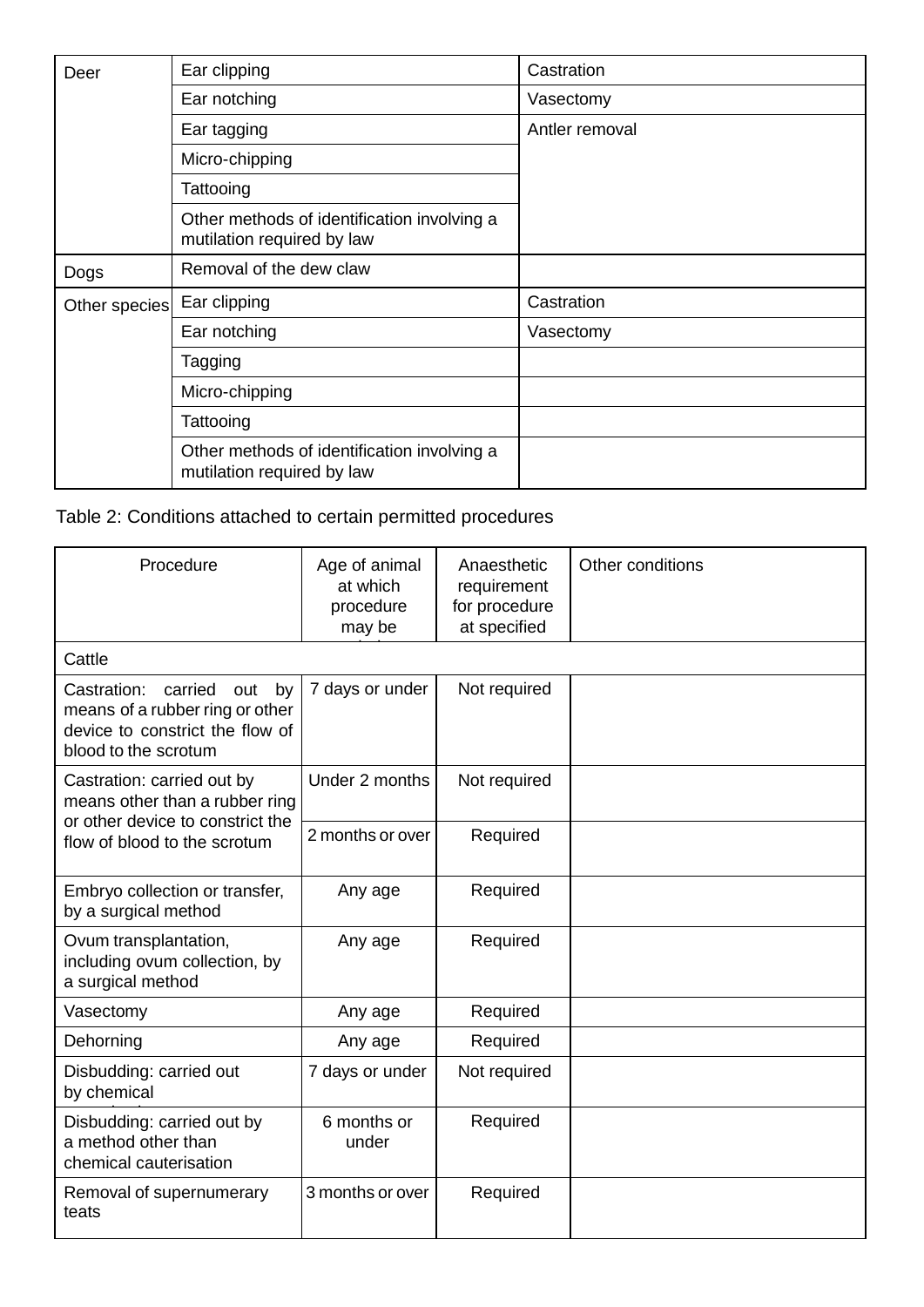| | | |
|---|---|---|
| Deer | Ear clipping | Castration |
| | Ear notching | Vasectomy |
| | Ear tagging | Antler removal |
| | Micro-chipping | |
| | Tattooing | |
| | Other methods of identification involving a mutilation required by law | |
| Dogs | Removal of the dew claw | |
| Other species | Ear clipping | Castration |
| | Ear notching | Vasectomy |
| | Tagging | |
| | Micro-chipping | |
| | Tattooing | |
| | Other methods of identification involving a mutilation required by law | |

Table 2: Conditions attached to certain permitted procedures

| Procedure | Age of animal at which procedure may be | Anaesthetic requirement for procedure at specified | Other conditions |
|---|---|---|---|
| Cattle | | | |
| Castration: carried out by means of a rubber ring or other device to constrict the flow of blood to the scrotum | 7 days or under | Not required | |
| Castration: carried out by means other than a rubber ring or other device to constrict the flow of blood to the scrotum | Under 2 months | Not required | |
| | 2 months or over | Required | |
| Embryo collection or transfer, by a surgical method | Any age | Required | |
| Ovum transplantation, including ovum collection, by a surgical method | Any age | Required | |
| Vasectomy | Any age | Required | |
| Dehorning | Any age | Required | |
| Disbudding: carried out by chemical | 7 days or under | Not required | |
| Disbudding: carried out by a method other than chemical cauterisation | 6 months or under | Required | |
| Removal of supernumerary teats | 3 months or over | Required | |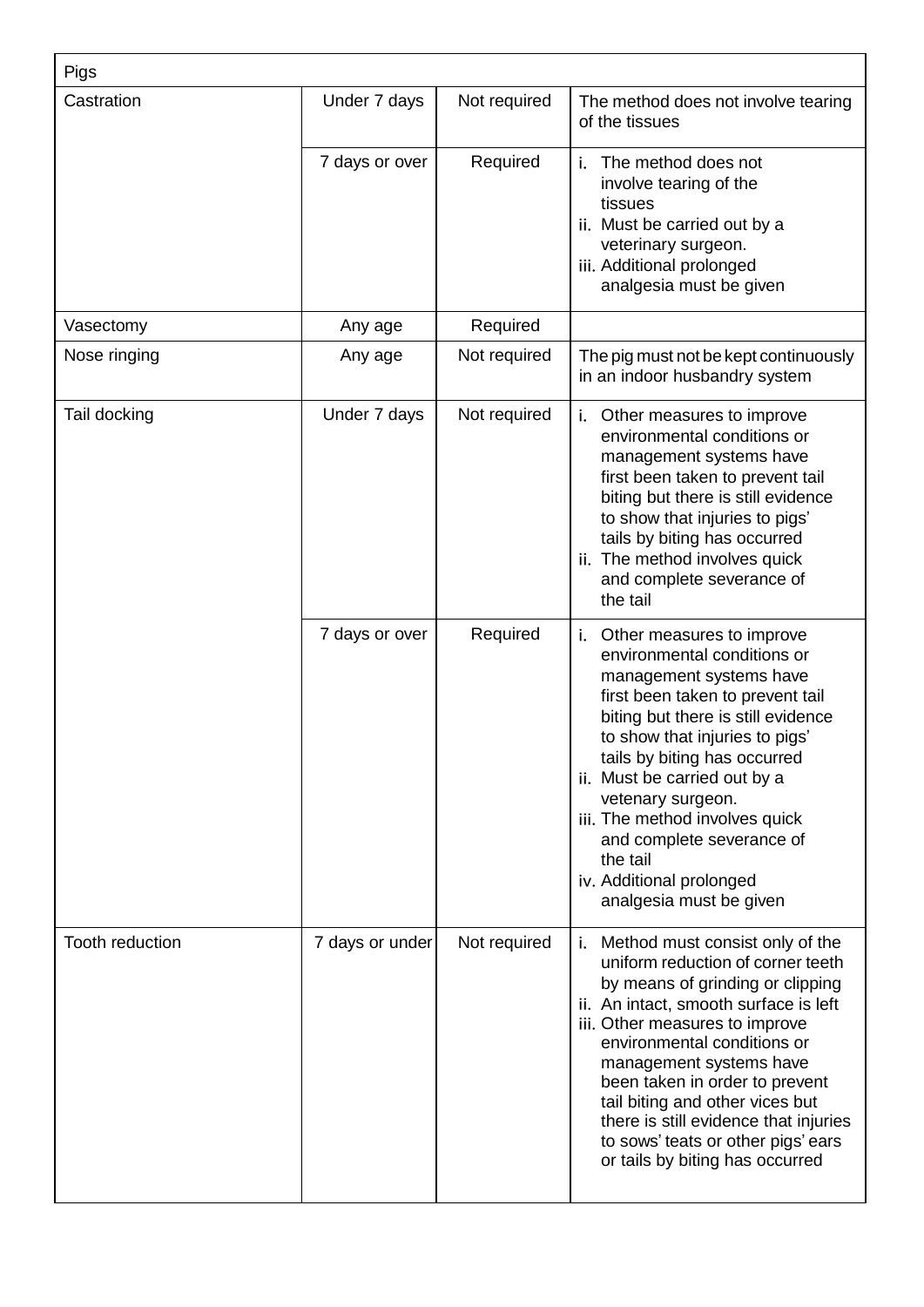| Pigs | | | |
|---|---|---|---|
| Castration | Under 7 days | Not required | The method does not involve tearing of the tissues |
| | 7 days or over | Required | i. The method does not involve tearing of the tissues<br>ii. Must be carried out by a veterinary surgeon.<br>iii. Additional prolonged analgesia must be given |
| Vasectomy | Any age | Required | |
| Nose ringing | Any age | Not required | The pig must not be kept continuously in an indoor husbandry system |
| Tail docking | Under 7 days | Not required | i. Other measures to improve environmental conditions or management systems have first been taken to prevent tail biting but there is still evidence to show that injuries to pigs' tails by biting has occurred<br>ii. The method involves quick and complete severance of the tail |
| | 7 days or over | Required | i. Other measures to improve environmental conditions or management systems have first been taken to prevent tail biting but there is still evidence to show that injuries to pigs' tails by biting has occurred<br>ii. Must be carried out by a vetenary surgeon.<br>iii. The method involves quick and complete severance of the tail<br>iv. Additional prolonged analgesia must be given |
| Tooth reduction | 7 days or under | Not required | i. Method must consist only of the uniform reduction of corner teeth by means of grinding or clipping<br>ii. An intact, smooth surface is left<br>iii. Other measures to improve environmental conditions or management systems have been taken in order to prevent tail biting and other vices but there is still evidence that injuries to sows' teats or other pigs' ears or tails by biting has occurred |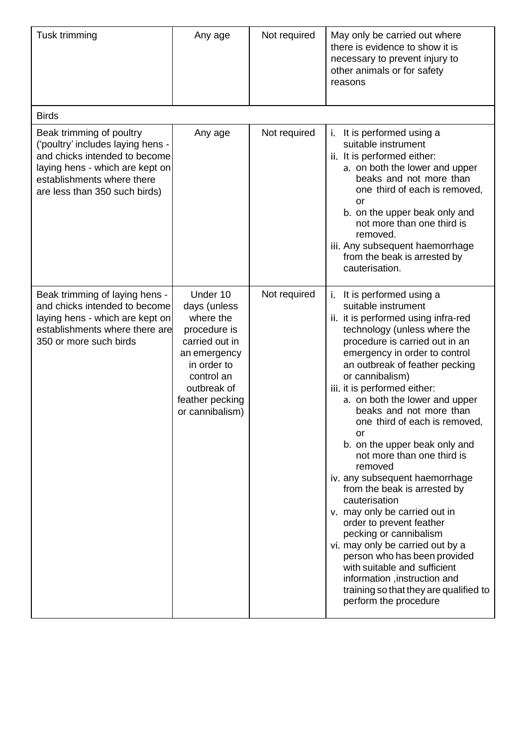| | | | |
|---|---|---|---|
| Tusk trimming | Any age | Not required | May only be carried out where there is evidence to show it is necessary to prevent injury to other animals or for safety reasons |
| Birds | | | |
| Beak trimming of poultry ('poultry' includes laying hens - and chicks intended to become laying hens - which are kept on establishments where there are less than 350 such birds) | Any age | Not required | i. It is performed using a suitable instrument<br>ii. It is performed either:<br>a. on both the lower and upper beaks and not more than one third of each is removed, or<br>b. on the upper beak only and not more than one third is removed.<br>iii. Any subsequent haemorrhage from the beak is arrested by cauterisation. |
| Beak trimming of laying hens - and chicks intended to become laying hens - which are kept on establishments where there are 350 or more such birds | Under 10 days (unless where the procedure is carried out in an emergency in order to control an outbreak of feather pecking or cannibalism) | Not required | i. It is performed using a suitable instrument<br>ii. it is performed using infra-red technology (unless where the procedure is carried out in an emergency in order to control an outbreak of feather pecking or cannibalism)<br>iii. it is performed either:<br>a. on both the lower and upper beaks and not more than one third of each is removed, or<br>b. on the upper beak only and not more than one third is removed<br>iv. any subsequent haemorrhage from the beak is arrested by cauterisation<br>v. may only be carried out in order to prevent feather pecking or cannibalism<br>vi. may only be carried out by a person who has been provided with suitable and sufficient information ,instruction and training so that they are qualified to perform the procedure |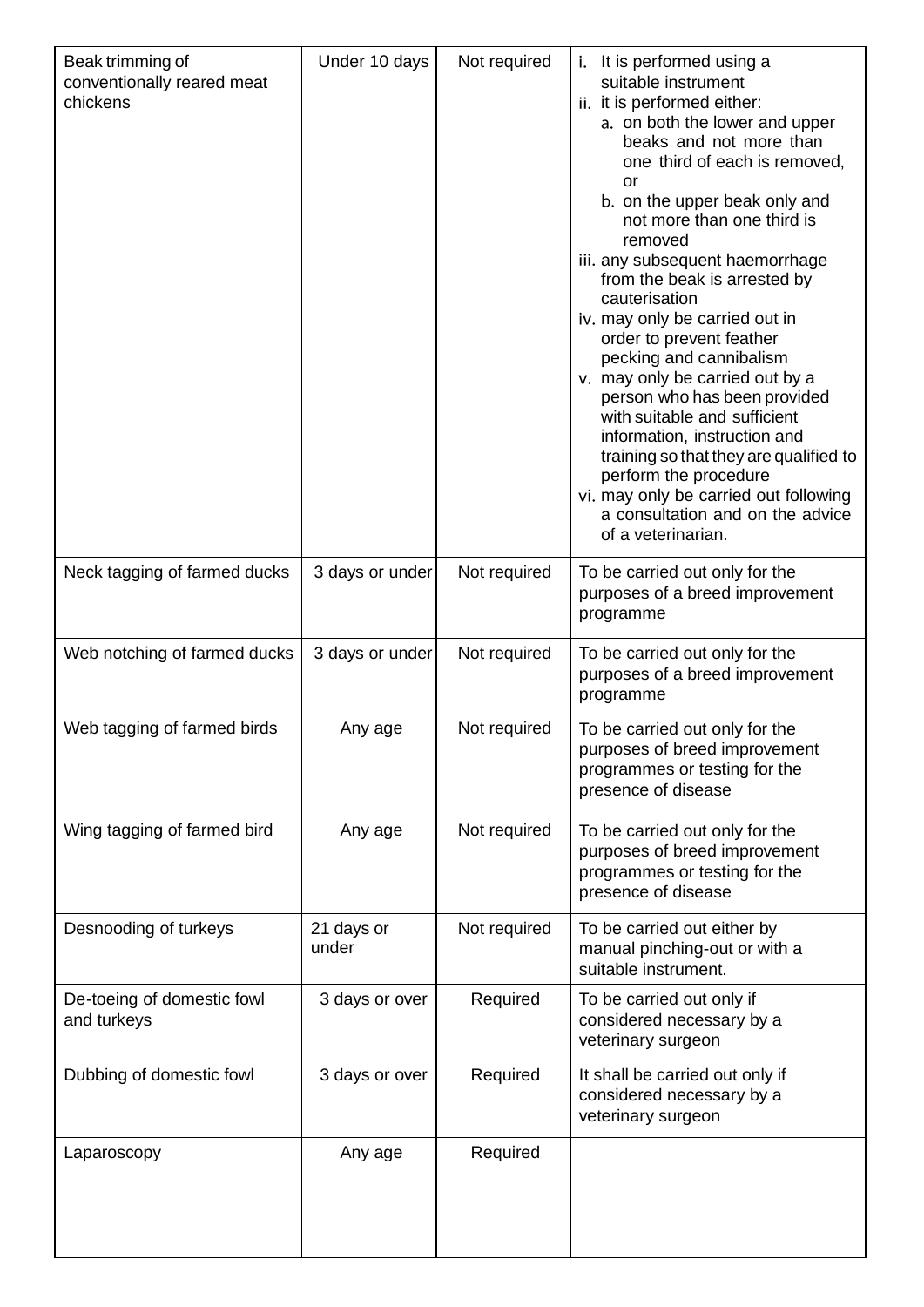| | | | |
|---|---|---|---|
| Beak trimming of conventionally reared meat chickens | Under 10 days | Not required | i. It is performed using a suitable instrument<br>ii. it is performed either:<br>a. on both the lower and upper beaks and not more than one third of each is removed, or<br>b. on the upper beak only and not more than one third is removed<br>iii. any subsequent haemorrhage from the beak is arrested by cauterisation<br>iv. may only be carried out in order to prevent feather pecking and cannibalism<br>v. may only be carried out by a person who has been provided with suitable and sufficient information, instruction and training so that they are qualified to perform the procedure<br>vi. may only be carried out following a consultation and on the advice of a veterinarian. |
| Neck tagging of farmed ducks | 3 days or under | Not required | To be carried out only for the purposes of a breed improvement programme |
| Web notching of farmed ducks | 3 days or under | Not required | To be carried out only for the purposes of a breed improvement programme |
| Web tagging of farmed birds | Any age | Not required | To be carried out only for the purposes of breed improvement programmes or testing for the presence of disease |
| Wing tagging of farmed bird | Any age | Not required | To be carried out only for the purposes of breed improvement programmes or testing for the presence of disease |
| Desnooding of turkeys | 21 days or under | Not required | To be carried out either by manual pinching-out or with a suitable instrument. |
| De-toeing of domestic fowl and turkeys | 3 days or over | Required | To be carried out only if considered necessary by a veterinary surgeon |
| Dubbing of domestic fowl | 3 days or over | Required | It shall be carried out only if considered necessary by a veterinary surgeon |
| Laparoscopy | Any age | Required | |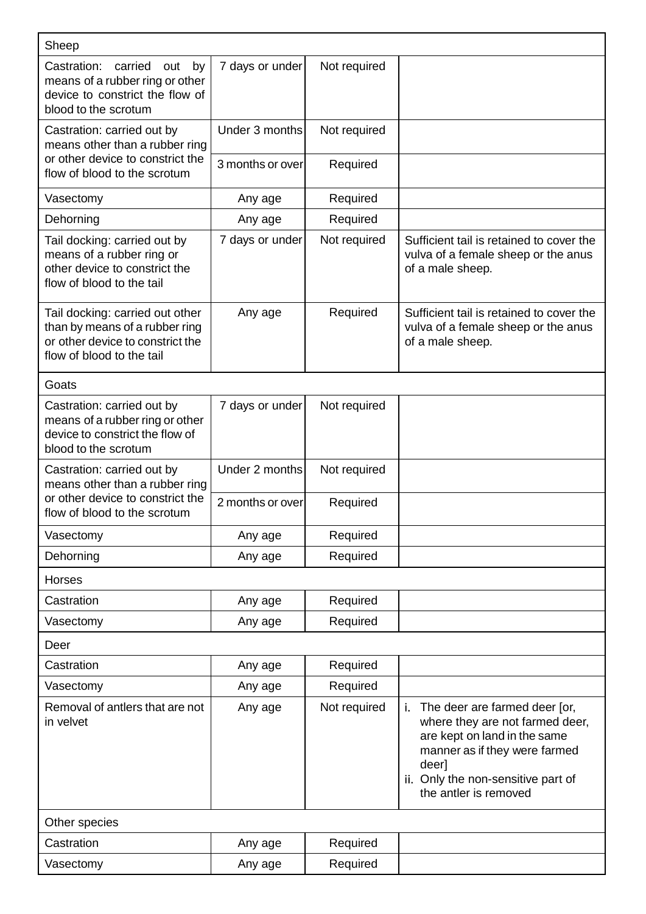| Sheep | | | |
|---|---|---|---|
| Castration: carried out by means of a rubber ring or other device to constrict the flow of blood to the scrotum | 7 days or under | Not required | |
| Castration: carried out by means other than a rubber ring or other device to constrict the flow of blood to the scrotum | Under 3 months | Not required | |
| | 3 months or over | Required | |
| Vasectomy | Any age | Required | |
| Dehorning | Any age | Required | |
| Tail docking: carried out by means of a rubber ring or other device to constrict the flow of blood to the tail | 7 days or under | Not required | Sufficient tail is retained to cover the vulva of a female sheep or the anus of a male sheep. |
| Tail docking: carried out other than by means of a rubber ring or other device to constrict the flow of blood to the tail | Any age | Required | Sufficient tail is retained to cover the vulva of a female sheep or the anus of a male sheep. |
| **Goats** | | | |
| Castration: carried out by means of a rubber ring or other device to constrict the flow of blood to the scrotum | 7 days or under | Not required | |
| Castration: carried out by means other than a rubber ring or other device to constrict the flow of blood to the scrotum | Under 2 months | Not required | |
| | 2 months or over | Required | |
| Vasectomy | Any age | Required | |
| Dehorning | Any age | Required | |
| **Horses** | | | |
| Castration | Any age | Required | |
| Vasectomy | Any age | Required | |
| **Deer** | | | |
| Castration | Any age | Required | |
| Vasectomy | Any age | Required | |
| Removal of antlers that are not in velvet | Any age | Not required | i. The deer are farmed deer [or, where they are not farmed deer, are kept on land in the same manner as if they were farmed deer] ii. Only the non-sensitive part of the antler is removed |
| **Other species** | | | |
| Castration | Any age | Required | |
| Vasectomy | Any age | Required | |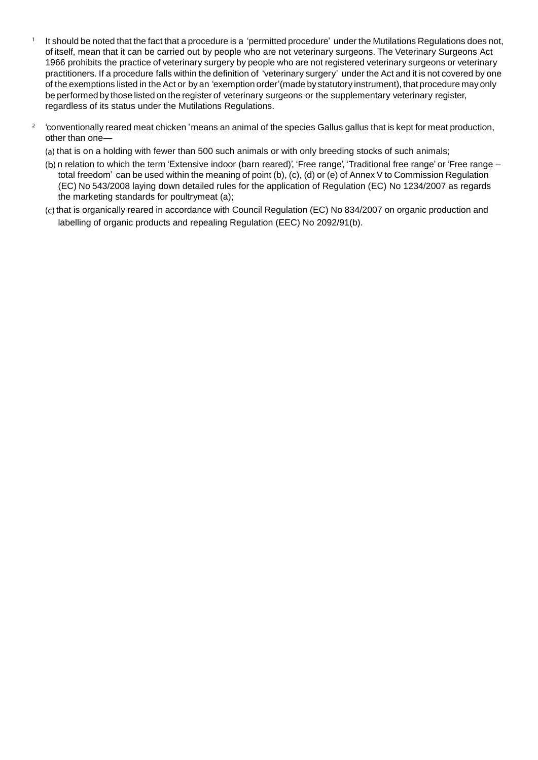[1] It should be noted that the fact that a procedure is a 'permitted procedure' under the Mutilations Regulations does not, of itself, mean that it can be carried out by people who are not veterinary surgeons. The Veterinary Surgeons Act 1966 prohibits the practice of veterinary surgery by people who are not registered veterinary surgeons or veterinary practitioners. If a procedure falls within the definition of 'veterinary surgery' under the Act and it is not covered by one of the exemptions listed in the Act or by an 'exemption order'(made by statutory instrument), that procedure may only be performed by those listed on the register of veterinary surgeons or the supplementary veterinary register, regardless of its status under the Mutilations Regulations.

[2] 'conventionally reared meat chicken' means an animal of the species Gallus gallus that is kept for meat production, other than one—

(a) that is on a holding with fewer than 500 such animals or with only breeding stocks of such animals;

(b) n relation to which the term 'Extensive indoor (barn reared)', 'Free range', 'Traditional free range' or 'Free range – total freedom' can be used within the meaning of point (b), (c), (d) or (e) of Annex V to Commission Regulation (EC) No 543/2008 laying down detailed rules for the application of Regulation (EC) No 1234/2007 as regards the marketing standards for poultrymeat (a);

(c) that is organically reared in accordance with Council Regulation (EC) No 834/2007 on organic production and labelling of organic products and repealing Regulation (EEC) No 2092/91(b).